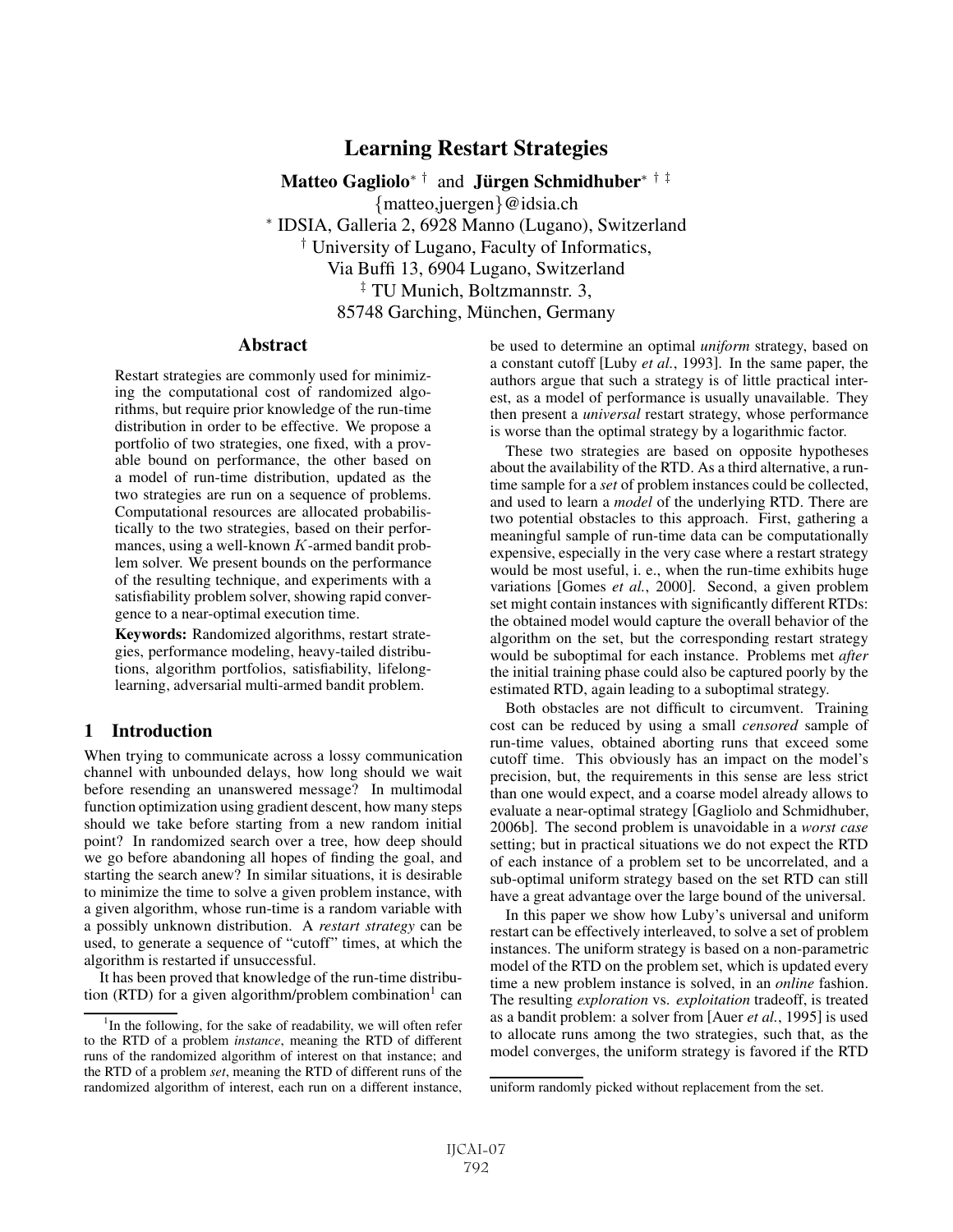# Learning Restart Strategies

**Matteo Gagliolo**[*] [†] and **Jürgen Schmidhuber**[*] [†] [‡]

{matteo,juergen}@idsia.ch

[*] IDSIA, Galleria 2, 6928 Manno (Lugano), Switzerland

[†] University of Lugano, Faculty of Informatics, Via Buffi 13, 6904 Lugano, Switzerland

[‡] TU Munich, Boltzmannstr. 3, 85748 Garching, München, Germany

## Abstract

Restart strategies are commonly used for minimizing the computational cost of randomized algorithms, but require prior knowledge of the run-time distribution in order to be effective. We propose a portfolio of two strategies, one fixed, with a provable bound on performance, the other based on a model of run-time distribution, updated as the two strategies are run on a sequence of problems. Computational resources are allocated probabilistically to the two strategies, based on their performances, using a well-known $K$-armed bandit problem solver. We present bounds on the performance of the resulting technique, and experiments with a satisfiability problem solver, showing rapid convergence to a near-optimal execution time.

**Keywords:** Randomized algorithms, restart strategies, performance modeling, heavy-tailed distributions, algorithm portfolios, satisfiability, lifelong-learning, adversarial multi-armed bandit problem.

## 1 Introduction

When trying to communicate across a lossy communication channel with unbounded delays, how long should we wait before resending an unanswered message? In multimodal function optimization using gradient descent, how many steps should we take before starting from a new random initial point? In randomized search over a tree, how deep should we go before abandoning all hopes of finding the goal, and starting the search anew? In similar situations, it is desirable to minimize the time to solve a given problem instance, with a given algorithm, whose run-time is a random variable with a possibly unknown distribution. A *restart strategy* can be used, to generate a sequence of "cutoff" times, at which the algorithm is restarted if unsuccessful.

It has been proved that knowledge of the run-time distribution (RTD) for a given algorithm/problem combination[1] can be used to determine an optimal *uniform* strategy, based on a constant cutoff [Luby *et al.*, 1993]. In the same paper, the authors argue that such a strategy is of little practical interest, as a model of performance is usually unavailable. They then present a *universal* restart strategy, whose performance is worse than the optimal strategy by a logarithmic factor.

These two strategies are based on opposite hypotheses about the availability of the RTD. As a third alternative, a run-time sample for a *set* of problem instances could be collected, and used to learn a *model* of the underlying RTD. There are two potential obstacles to this approach. First, gathering a meaningful sample of run-time data can be computationally expensive, especially in the very case where a restart strategy would be most useful, i. e., when the run-time exhibits huge variations [Gomes *et al.*, 2000]. Second, a given problem set might contain instances with significantly different RTDs: the obtained model would capture the overall behavior of the algorithm on the set, but the corresponding restart strategy would be suboptimal for each instance. Problems met *after* the initial training phase could also be captured poorly by the estimated RTD, again leading to a suboptimal strategy.

Both obstacles are not difficult to circumvent. Training cost can be reduced by using a small *censored* sample of run-time values, obtained aborting runs that exceed some cutoff time. This obviously has an impact on the model's precision, but, the requirements in this sense are less strict than one would expect, and a coarse model already allows to evaluate a near-optimal strategy [Gagliolo and Schmidhuber, 2006b]. The second problem is unavoidable in a *worst case* setting; but in practical situations we do not expect the RTD of each instance of a problem set to be uncorrelated, and a sub-optimal uniform strategy based on the set RTD can still have a great advantage over the large bound of the universal.

In this paper we show how Luby's universal and uniform restart can be effectively interleaved, to solve a set of problem instances. The uniform strategy is based on a non-parametric model of the RTD on the problem set, which is updated every time a new problem instance is solved, in an *online* fashion. The resulting *exploration* vs. *exploitation* tradeoff, is treated as a bandit problem: a solver from [Auer *et al.*, 1995] is used to allocate runs among the two strategies, such that, as the model converges, the uniform strategy is favored if the RTD

[1] In the following, for the sake of readability, we will often refer to the RTD of a problem *instance*, meaning the RTD of different runs of the randomized algorithm of interest on that instance; and the RTD of a problem *set*, meaning the RTD of different runs of the randomized algorithm of interest, each run on a different instance, uniform randomly picked without replacement from the set.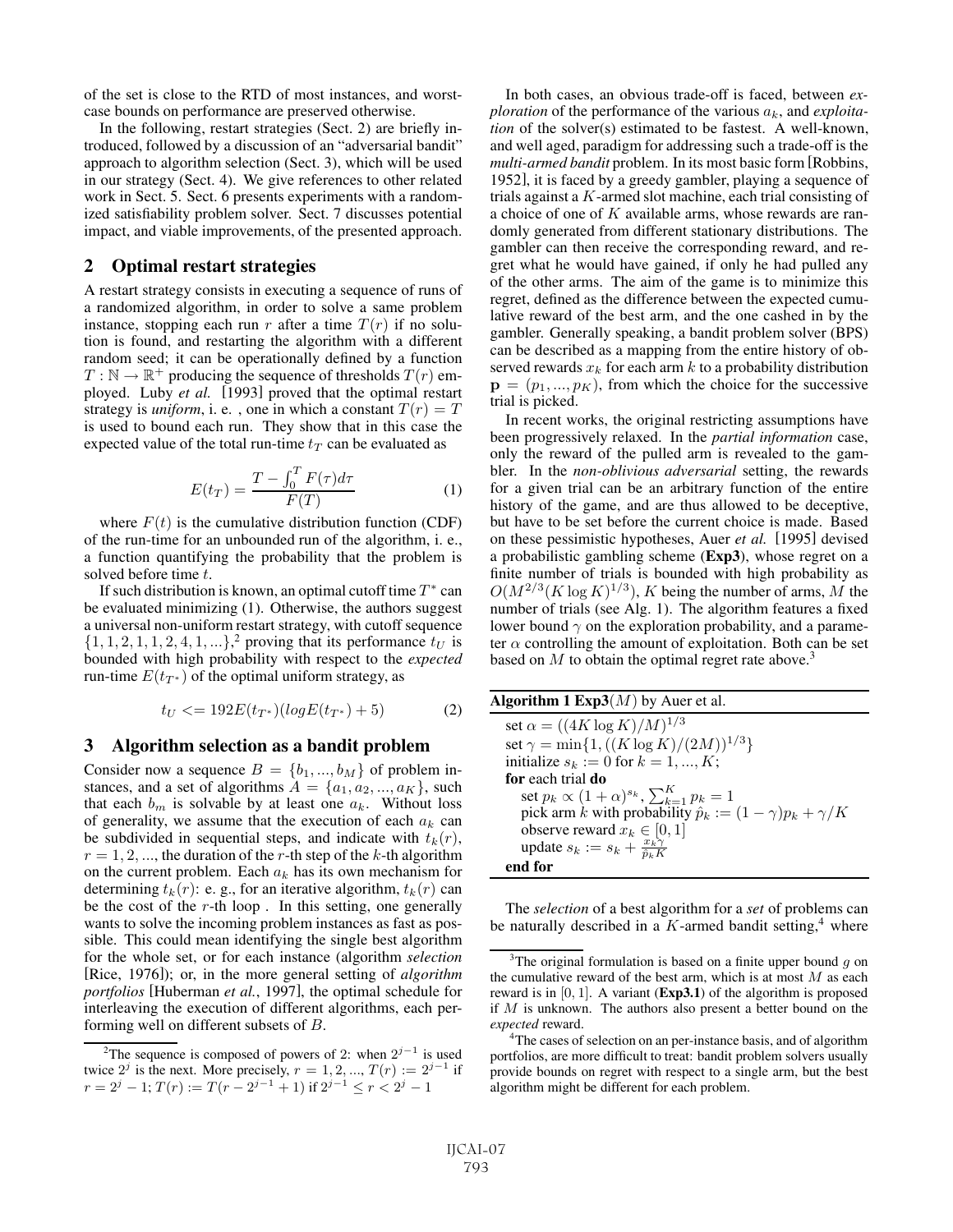of the set is close to the RTD of most instances, and worst-case bounds on performance are preserved otherwise.

In the following, restart strategies (Sect. 2) are briefly introduced, followed by a discussion of an "adversarial bandit" approach to algorithm selection (Sect. 3), which will be used in our strategy (Sect. 4). We give references to other related work in Sect. 5. Sect. 6 presents experiments with a randomized satisfiability problem solver. Sect. 7 discusses potential impact, and viable improvements, of the presented approach.

## 2 Optimal restart strategies

A restart strategy consists in executing a sequence of runs of a randomized algorithm, in order to solve a same problem instance, stopping each run $r$ after a time $T(r)$ if no solution is found, and restarting the algorithm with a different random seed; it can be operationally defined by a function $T : \mathbb{N} \to \mathbb{R}^+$ producing the sequence of thresholds $T(r)$ employed. Luby *et al.* [1993] proved that the optimal restart strategy is *uniform*, i. e. , one in which a constant $T(r) = T$ is used to bound each run. They show that in this case the expected value of the total run-time $t_T$ can be evaluated as

$$E(t_T) = \frac{T - \int_0^T F(\tau)d\tau}{F(T)} \tag{1}$$

where $F(t)$ is the cumulative distribution function (CDF) of the run-time for an unbounded run of the algorithm, i. e., a function quantifying the probability that the problem is solved before time $t$.

If such distribution is known, an optimal cutoff time $T^*$ can be evaluated minimizing (1). Otherwise, the authors suggest a universal non-uniform restart strategy, with cutoff sequence $\{1, 1, 2, 1, 1, 2, 4, 1, ...\}$,[2] proving that its performance $t_U$ is bounded with high probability with respect to the *expected* run-time $E(t_{T^*})$ of the optimal uniform strategy, as

$$t_U <= 192E(t_{T^*})(logE(t_{T^*}) + 5) \tag{2}$$

## 3 Algorithm selection as a bandit problem

Consider now a sequence $B = \{b_1, ..., b_M\}$ of problem instances, and a set of algorithms $A = \{a_1, a_2, ..., a_K\}$, such that each $b_m$ is solvable by at least one $a_k$. Without loss of generality, we assume that the execution of each $a_k$ can be subdivided in sequential steps, and indicate with $t_k(r)$, $r = 1, 2, ...$, the duration of the $r$-th step of the $k$-th algorithm on the current problem. Each $a_k$ has its own mechanism for determining $t_k(r)$: e. g., for an iterative algorithm, $t_k(r)$ can be the cost of the $r$-th loop . In this setting, one generally wants to solve the incoming problem instances as fast as possible. This could mean identifying the single best algorithm for the whole set, or for each instance (algorithm *selection* [Rice, 1976]); or, in the more general setting of *algorithm portfolios* [Huberman *et al.*, 1997], the optimal schedule for interleaving the execution of different algorithms, each performing well on different subsets of $B$.

In both cases, an obvious trade-off is faced, between *exploration* of the performance of the various $a_k$, and *exploitation* of the solver(s) estimated to be fastest. A well-known, and well aged, paradigm for addressing such a trade-off is the *multi-armed bandit* problem. In its most basic form [Robbins, 1952], it is faced by a greedy gambler, playing a sequence of trials against a $K$-armed slot machine, each trial consisting of a choice of one of $K$ available arms, whose rewards are randomly generated from different stationary distributions. The gambler can then receive the corresponding reward, and regret what he would have gained, if only he had pulled any of the other arms. The aim of the game is to minimize this regret, defined as the difference between the expected cumulative reward of the best arm, and the one cashed in by the gambler. Generally speaking, a bandit problem solver (BPS) can be described as a mapping from the entire history of observed rewards $x_k$ for each arm $k$ to a probability distribution $\mathbf{p} = (p_1, ..., p_K)$, from which the choice for the successive trial is picked.

In recent works, the original restricting assumptions have been progressively relaxed. In the *partial information* case, only the reward of the pulled arm is revealed to the gambler. In the *non-oblivious adversarial* setting, the rewards for a given trial can be an arbitrary function of the entire history of the game, and are thus allowed to be deceptive, but have to be set before the current choice is made. Based on these pessimistic hypotheses, Auer *et al.* [1995] devised a probabilistic gambling scheme (**Exp3**), whose regret on a finite number of trials is bounded with high probability as $O(M^{2/3}(K \log K)^{1/3})$, $K$ being the number of arms, $M$ the number of trials (see Alg. 1). The algorithm features a fixed lower bound $\gamma$ on the exploration probability, and a parameter $\alpha$ controlling the amount of exploitation. Both can be set based on $M$ to obtain the optimal regret rate above.[3]

**Algorithm 1 Exp3**$(M)$ by Auer et al.

```
set α = ((4K log K)/M)^{1/3}
set γ = min{1, ((K log K)/(2M))^{1/3}}
initialize s_k := 0 for k = 1, ..., K;
for each trial do
    set p_k ∝ (1 + α)^{s_k}, Σ_{k=1}^{K} p_k = 1
    pick arm k with probability p̂_k := (1 − γ)p_k + γ/K
    observe reward x_k ∈ [0, 1]
    update s_k := s_k + x_k γ / (p̂_k K)
end for
```

The *selection* of a best algorithm for a *set* of problems can be naturally described in a $K$-armed bandit setting,[4] where

---

[2] The sequence is composed of powers of 2: when $2^{j-1}$ is used twice $2^j$ is the next. More precisely, $r = 1, 2, ..., T(r) := 2^{j-1}$ if $r = 2^j - 1$; $T(r) := T(r - 2^{j-1} + 1)$ if $2^{j-1} \leq r < 2^j - 1$

[3] The original formulation is based on a finite upper bound $g$ on the cumulative reward of the best arm, which is at most $M$ as each reward is in $[0, 1]$. A variant (**Exp3.1**) of the algorithm is proposed if $M$ is unknown. The authors also present a better bound on the *expected* reward.

[4] The cases of selection on an per-instance basis, and of algorithm portfolios, are more difficult to treat: bandit problem solvers usually provide bounds on regret with respect to a single arm, but the best algorithm might be different for each problem.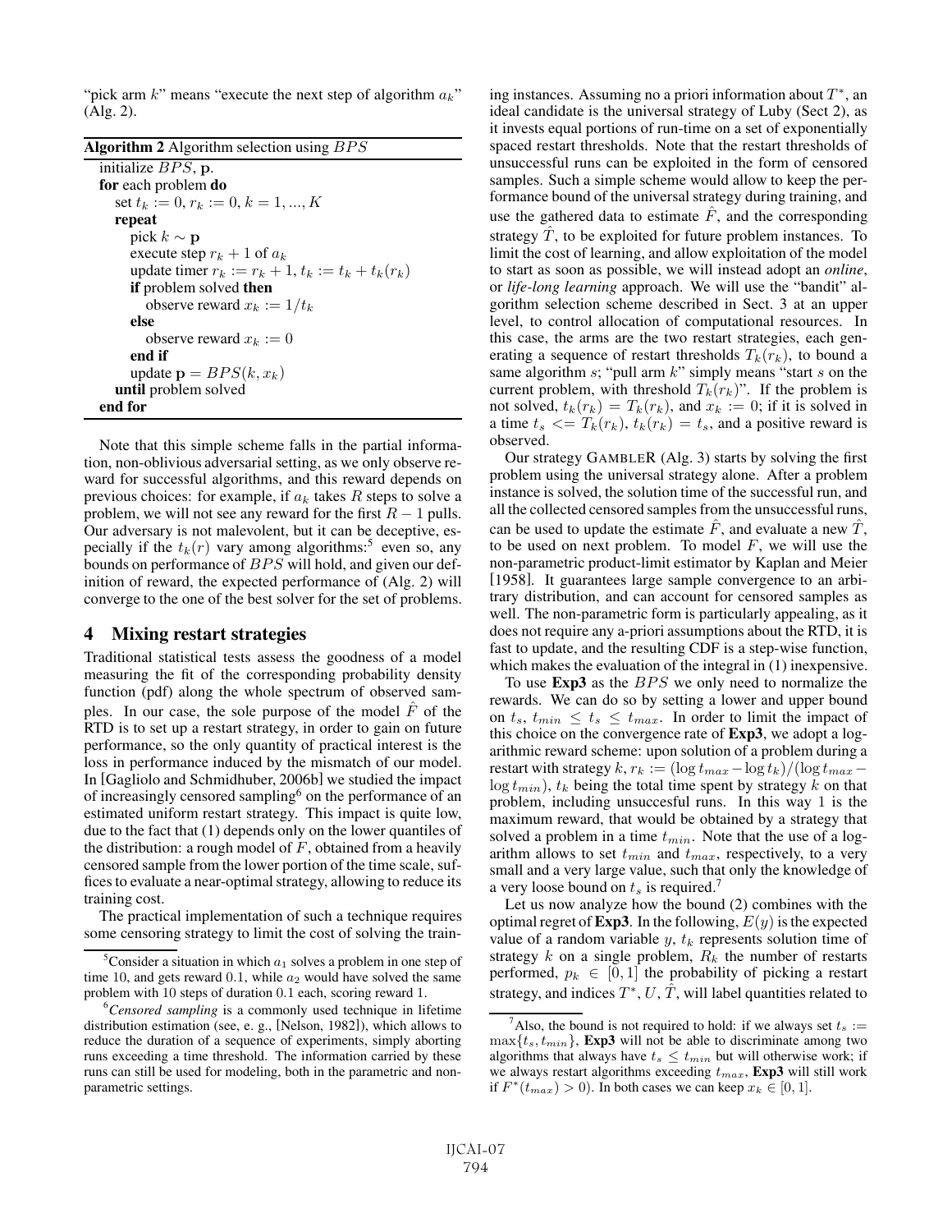"pick arm $k$" means "execute the next step of algorithm $a_k$" (Alg. 2).

**Algorithm 2** Algorithm selection using $BPS$

```
initialize BPS, p.
for each problem do
    set t_k := 0, r_k := 0, k = 1, ..., K
    repeat
        pick k ~ p
        execute step r_k + 1 of a_k
        update timer r_k := r_k + 1, t_k := t_k + t_k(r_k)
        if problem solved then
            observe reward x_k := 1/t_k
        else
            observe reward x_k := 0
        end if
        update p = BPS(k, x_k)
    until problem solved
end for
```

Note that this simple scheme falls in the partial information, non-oblivious adversarial setting, as we only observe reward for successful algorithms, and this reward depends on previous choices: for example, if $a_k$ takes $R$ steps to solve a problem, we will not see any reward for the first $R-1$ pulls. Our adversary is not malevolent, but it can be deceptive, especially if the $t_k(r)$ vary among algorithms:[5] even so, any bounds on performance of $BPS$ will hold, and given our definition of reward, the expected performance of (Alg. 2) will converge to the one of the best solver for the set of problems.

## 4 Mixing restart strategies

Traditional statistical tests assess the goodness of a model measuring the fit of the corresponding probability density function (pdf) along the whole spectrum of observed samples. In our case, the sole purpose of the model $\hat{F}$ of the RTD is to set up a restart strategy, in order to gain on future performance, so the only quantity of practical interest is the loss in performance induced by the mismatch of our model. In [Gagliolo and Schmidhuber, 2006b] we studied the impact of increasingly censored sampling[6] on the performance of an estimated uniform restart strategy. This impact is quite low, due to the fact that (1) depends only on the lower quantiles of the distribution: a rough model of $F$, obtained from a heavily censored sample from the lower portion of the time scale, suffices to evaluate a near-optimal strategy, allowing to reduce its training cost.

The practical implementation of such a technique requires some censoring strategy to limit the cost of solving the training instances. Assuming no a priori information about $T^*$, an ideal candidate is the universal strategy of Luby (Sect 2), as it invests equal portions of run-time on a set of exponentially spaced restart thresholds. Note that the restart thresholds of unsuccessful runs can be exploited in the form of censored samples. Such a simple scheme would allow to keep the performance bound of the universal strategy during training, and use the gathered data to estimate $\hat{F}$, and the corresponding strategy $\hat{T}$, to be exploited for future problem instances. To limit the cost of learning, and allow exploitation of the model to start as soon as possible, we will instead adopt an *online*, or *life-long learning* approach. We will use the "bandit" algorithm selection scheme described in Sect. 3 at an upper level, to control allocation of computational resources. In this case, the arms are the two restart strategies, each generating a sequence of restart thresholds $T_k(r_k)$, to bound a same algorithm $s$; "pull arm $k$" simply means "start $s$ on the current problem, with threshold $T_k(r_k)$". If the problem is not solved, $t_k(r_k) = T_k(r_k)$, and $x_k := 0$; if it is solved in a time $t_s <= T_k(r_k)$, $t_k(r_k) = t_s$, and a positive reward is observed.

Our strategy GAMBLER (Alg. 3) starts by solving the first problem using the universal strategy alone. After a problem instance is solved, the solution time of the successful run, and all the collected censored samples from the unsuccessful runs, can be used to update the estimate $\hat{F}$, and evaluate a new $\hat{T}$, to be used on next problem. To model $F$, we will use the non-parametric product-limit estimator by Kaplan and Meier [1958]. It guarantees large sample convergence to an arbitrary distribution, and can account for censored samples as well. The non-parametric form is particularly appealing, as it does not require any a-priori assumptions about the RTD, it is fast to update, and the resulting CDF is a step-wise function, which makes the evaluation of the integral in (1) inexpensive.

To use **Exp3** as the $BPS$ we only need to normalize the rewards. We can do so by setting a lower and upper bound on $t_s$, $t_{min} \leq t_s \leq t_{max}$. In order to limit the impact of this choice on the convergence rate of **Exp3**, we adopt a logarithmic reward scheme: upon solution of a problem during a restart with strategy $k$, $r_k := (\log t_{max} - \log t_k)/(\log t_{max} - \log t_{min})$, $t_k$ being the total time spent by strategy $k$ on that problem, including unsuccesful runs. In this way 1 is the maximum reward, that would be obtained by a strategy that solved a problem in a time $t_{min}$. Note that the use of a logarithm allows to set $t_{min}$ and $t_{max}$, respectively, to a very small and a very large value, such that only the knowledge of a very loose bound on $t_s$ is required.[7]

Let us now analyze how the bound (2) combines with the optimal regret of **Exp3**. In the following, $E(y)$ is the expected value of a random variable $y$, $t_k$ represents solution time of strategy $k$ on a single problem, $R_k$ the number of restarts performed, $p_k \in [0, 1]$ the probability of picking a restart strategy, and indices $T^*, U, \hat{T}$, will label quantities related to

---

[5] Consider a situation in which $a_1$ solves a problem in one step of time 10, and gets reward 0.1, while $a_2$ would have solved the same problem with 10 steps of duration 0.1 each, scoring reward 1.

[6] *Censored sampling* is a commonly used technique in lifetime distribution estimation (see, e. g., [Nelson, 1982]), which allows to reduce the duration of a sequence of experiments, simply aborting runs exceeding a time threshold. The information carried by these runs can still be used for modeling, both in the parametric and non-parametric settings.

[7] Also, the bound is not required to hold: if we always set $t_s := \max\{t_s, t_{min}\}$, **Exp3** will not be able to discriminate among two algorithms that always have $t_s \leq t_{min}$ but will otherwise work; if we always restart algorithms exceeding $t_{max}$, **Exp3** will still work if $F^*(t_{max}) > 0$). In both cases we can keep $x_k \in [0, 1]$.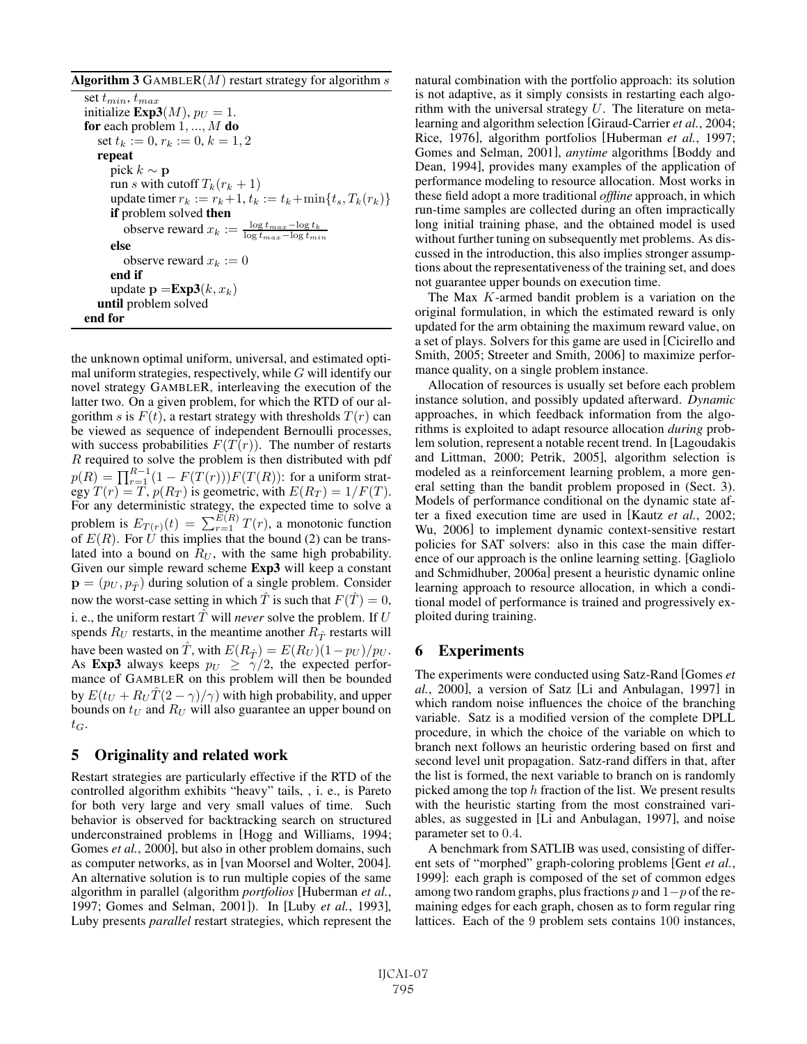**Algorithm 3** GAMBLER($M$) restart strategy for algorithm $s$

```
set t_min, t_max
initialize Exp3(M), p_U = 1.
for each problem 1, ..., M do
    set t_k := 0, r_k := 0, k = 1, 2
    repeat
        pick k ~ p
        run s with cutoff T_k(r_k + 1)
        update timer r_k := r_k+1, t_k := t_k+min{t_s, T_k(r_k)}
        if problem solved then
            observe reward x_k := (log t_max − log t_k) / (log t_max − log t_min)
        else
            observe reward x_k := 0
        end if
        update p = Exp3(k, x_k)
    until problem solved
end for
```

the unknown optimal uniform, universal, and estimated optimal uniform strategies, respectively, while $G$ will identify our novel strategy GAMBLER, interleaving the execution of the latter two. On a given problem, for which the RTD of our algorithm $s$ is $F(t)$, a restart strategy with thresholds $T(r)$ can be viewed as sequence of independent Bernoulli processes, with success probabilities $F(T(r))$. The number of restarts $R$ required to solve the problem is then distributed with pdf $p(R) = \prod_{r=1}^{R-1}(1 - F(T(r)))F(T(R))$: for a uniform strategy $T(r) = T$, $p(R_T)$ is geometric, with $E(R_T) = 1/F(T)$. For any deterministic strategy, the expected time to solve a problem is $E_{T(r)}(t) = \sum_{r=1}^{E(R)} T(r)$, a monotonic function of $E(R)$. For $U$ this implies that the bound (2) can be translated into a bound on $R_U$, with the same high probability. Given our simple reward scheme **Exp3** will keep a constant $\mathbf{p} = (p_U, p_{\hat{T}})$ during solution of a single problem. Consider now the worst-case setting in which $\hat{T}$ is such that $F(\hat{T}) = 0$, i. e., the uniform restart $\hat{T}$ will *never* solve the problem. If $U$ spends $R_U$ restarts, in the meantime another $R_{\hat{T}}$ restarts will have been wasted on $\hat{T}$, with $E(R_{\hat{T}}) = E(R_U)(1 - p_U)/p_U$. As **Exp3** always keeps $p_U \geq \gamma/2$, the expected performance of GAMBLER on this problem will then be bounded by $E(t_U + R_U\hat{T}(2-\gamma)/\gamma)$ with high probability, and upper bounds on $t_U$ and $R_U$ will also guarantee an upper bound on $t_G$.

## 5 Originality and related work

Restart strategies are particularly effective if the RTD of the controlled algorithm exhibits "heavy" tails, , i. e., is Pareto for both very large and very small values of time. Such behavior is observed for backtracking search on structured underconstrained problems in [Hogg and Williams, 1994; Gomes *et al.*, 2000], but also in other problem domains, such as computer networks, as in [van Moorsel and Wolter, 2004]. An alternative solution is to run multiple copies of the same algorithm in parallel (algorithm *portfolios* [Huberman *et al.*, 1997; Gomes and Selman, 2001]). In [Luby *et al.*, 1993], Luby presents *parallel* restart strategies, which represent the natural combination with the portfolio approach: its solution is not adaptive, as it simply consists in restarting each algorithm with the universal strategy $U$. The literature on meta-learning and algorithm selection [Giraud-Carrier *et al.*, 2004; Rice, 1976], algorithm portfolios [Huberman *et al.*, 1997; Gomes and Selman, 2001], *anytime* algorithms [Boddy and Dean, 1994], provides many examples of the application of performance modeling to resource allocation. Most works in these field adopt a more traditional *offline* approach, in which run-time samples are collected during an often impractically long initial training phase, and the obtained model is used without further tuning on subsequently met problems. As discussed in the introduction, this also implies stronger assumptions about the representativeness of the training set, and does not guarantee upper bounds on execution time.

The Max $K$-armed bandit problem is a variation on the original formulation, in which the estimated reward is only updated for the arm obtaining the maximum reward value, on a set of plays. Solvers for this game are used in [Cicirello and Smith, 2005; Streeter and Smith, 2006] to maximize performance quality, on a single problem instance.

Allocation of resources is usually set before each problem instance solution, and possibly updated afterward. *Dynamic* approaches, in which feedback information from the algorithms is exploited to adapt resource allocation *during* problem solution, represent a notable recent trend. In [Lagoudakis and Littman, 2000; Petrik, 2005], algorithm selection is modeled as a reinforcement learning problem, a more general setting than the bandit problem proposed in (Sect. 3). Models of performance conditional on the dynamic state after a fixed execution time are used in [Kautz *et al.*, 2002; Wu, 2006] to implement dynamic context-sensitive restart policies for SAT solvers: also in this case the main difference of our approach is the online learning setting. [Gagliolo and Schmidhuber, 2006a] present a heuristic dynamic online learning approach to resource allocation, in which a conditional model of performance is trained and progressively exploited during training.

## 6 Experiments

The experiments were conducted using Satz-Rand [Gomes *et al.*, 2000], a version of Satz [Li and Anbulagan, 1997] in which random noise influences the choice of the branching variable. Satz is a modified version of the complete DPLL procedure, in which the choice of the variable on which to branch next follows an heuristic ordering based on first and second level unit propagation. Satz-rand differs in that, after the list is formed, the next variable to branch on is randomly picked among the top $h$ fraction of the list. We present results with the heuristic starting from the most constrained variables, as suggested in [Li and Anbulagan, 1997], and noise parameter set to $0.4$.

A benchmark from SATLIB was used, consisting of different sets of "morphed" graph-coloring problems [Gent *et al.*, 1999]: each graph is composed of the set of common edges among two random graphs, plus fractions $p$ and $1-p$ of the remaining edges for each graph, chosen as to form regular ring lattices. Each of the $9$ problem sets contains $100$ instances,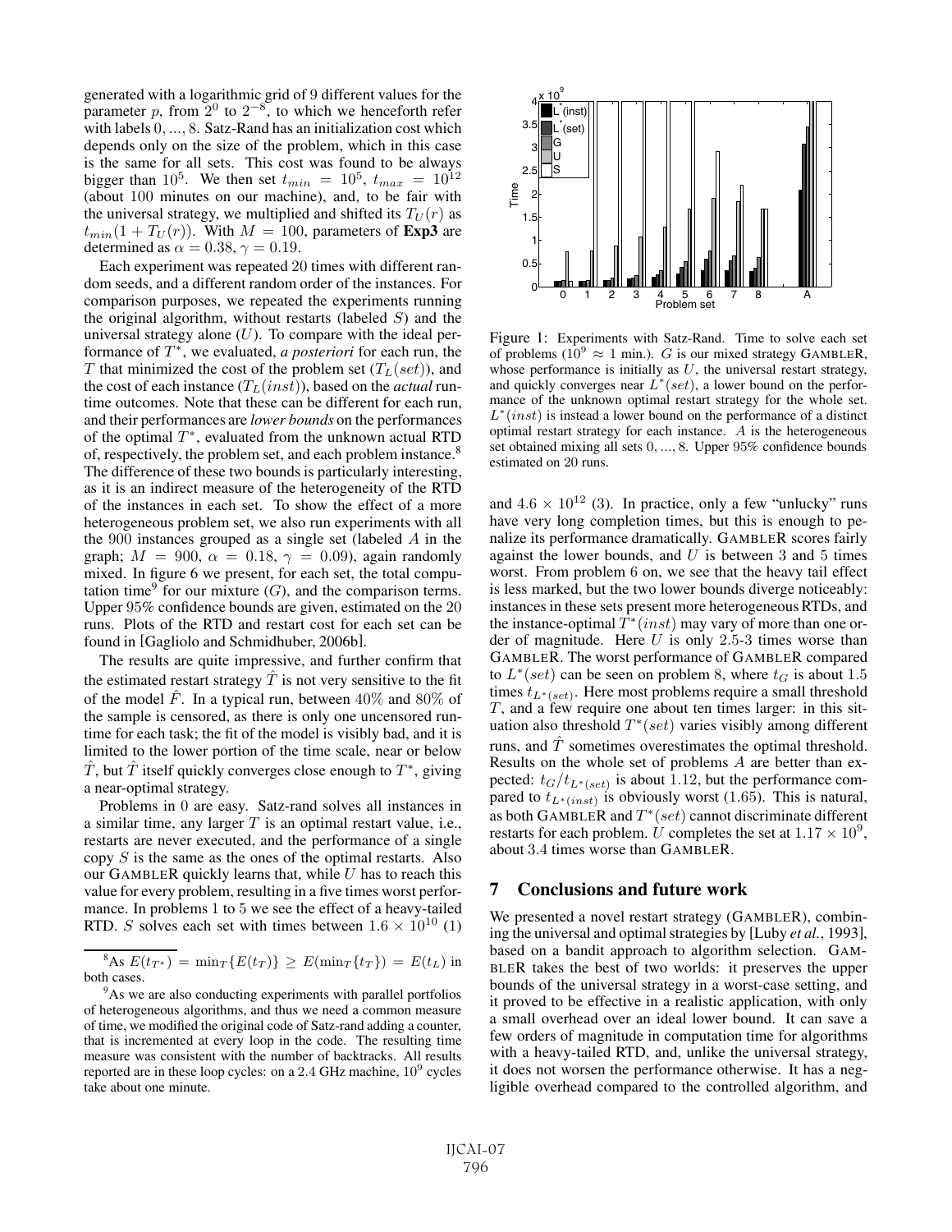generated with a logarithmic grid of 9 different values for the parameter $p$, from $2^0$ to $2^{-8}$, to which we henceforth refer with labels $0, ..., 8$. Satz-Rand has an initialization cost which depends only on the size of the problem, which in this case is the same for all sets. This cost was found to be always bigger than $10^5$. We then set $t_{min} = 10^5$, $t_{max} = 10^{12}$ (about 100 minutes on our machine), and, to be fair with the universal strategy, we multiplied and shifted its $T_U(r)$ as $t_{min}(1 + T_U(r))$. With $M = 100$, parameters of **Exp3** are determined as $\alpha = 0.38$, $\gamma = 0.19$.

Each experiment was repeated 20 times with different random seeds, and a different random order of the instances. For comparison purposes, we repeated the experiments running the original algorithm, without restarts (labeled $S$) and the universal strategy alone ($U$). To compare with the ideal performance of $T^*$, we evaluated, *a posteriori* for each run, the $T$ that minimized the cost of the problem set ($T_L(set)$), and the cost of each instance ($T_L(inst)$), based on the *actual* runtime outcomes. Note that these can be different for each run, and their performances are *lower bounds* on the performances of the optimal $T^*$, evaluated from the unknown actual RTD of, respectively, the problem set, and each problem instance.[8] The difference of these two bounds is particularly interesting, as it is an indirect measure of the heterogeneity of the RTD of the instances in each set. To show the effect of a more heterogeneous problem set, we also run experiments with all the 900 instances grouped as a single set (labeled $A$ in the graph; $M = 900$, $\alpha = 0.18$, $\gamma = 0.09$), again randomly mixed. In figure 6 we present, for each set, the total computation time[9] for our mixture ($G$), and the comparison terms. Upper 95% confidence bounds are given, estimated on the 20 runs. Plots of the RTD and restart cost for each set can be found in [Gagliolo and Schmidhuber, 2006b].

The results are quite impressive, and further confirm that the estimated restart strategy $\hat{T}$ is not very sensitive to the fit of the model $\hat{F}$. In a typical run, between 40% and 80% of the sample is censored, as there is only one uncensored runtime for each task; the fit of the model is visibly bad, and it is limited to the lower portion of the time scale, near or below $\hat{T}$, but $\hat{T}$ itself quickly converges close enough to $T^*$, giving a near-optimal strategy.

Problems in 0 are easy. Satz-rand solves all instances in a similar time, any larger $T$ is an optimal restart value, i.e., restarts are never executed, and the performance of a single copy $S$ is the same as the ones of the optimal restarts. Also our GAMBLER quickly learns that, while $U$ has to reach this value for every problem, resulting in a five times worst performance. In problems 1 to 5 we see the effect of a heavy-tailed RTD. $S$ solves each set with times between $1.6 \times 10^{10}$ (1) and $4.6 \times 10^{12}$ (3). In practice, only a few "unlucky" runs have very long completion times, but this is enough to penalize its performance dramatically. GAMBLER scores fairly against the lower bounds, and $U$ is between 3 and 5 times worst. From problem 6 on, we see that the heavy tail effect is less marked, but the two lower bounds diverge noticeably: instances in these sets present more heterogeneous RTDs, and the instance-optimal $T^*(inst)$ may vary of more than one order of magnitude. Here $U$ is only 2.5-3 times worse than GAMBLER. The worst performance of GAMBLER compared to $L^*(set)$ can be seen on problem 8, where $t_G$ is about 1.5 times $t_{L^*(set)}$. Here most problems require a small threshold $T$, and a few require one about ten times larger: in this situation also threshold $T^*(set)$ varies visibly among different runs, and $\hat{T}$ sometimes overestimates the optimal threshold. Results on the whole set of problems $A$ are better than expected: $t_G/t_{L^*(set)}$ is about 1.12, but the performance compared to $t_{L^*(inst)}$ is obviously worst (1.65). This is natural, as both GAMBLER and $T^*(set)$ cannot discriminate different restarts for each problem. $U$ completes the set at $1.17 \times 10^9$, about 3.4 times worse than GAMBLER.

Figure 1: Experiments with Satz-Rand. Time to solve each set of problems ($10^9 \approx 1$ min.). $G$ is our mixed strategy GAMBLER, whose performance is initially as $U$, the universal restart strategy, and quickly converges near $L^*(set)$, a lower bound on the performance of the unknown optimal restart strategy for the whole set. $L^*(inst)$ is instead a lower bound on the performance of a distinct optimal restart strategy for each instance. $A$ is the heterogeneous set obtained mixing all sets $0, ..., 8$. Upper 95% confidence bounds estimated on 20 runs.

## 7 Conclusions and future work

We presented a novel restart strategy (GAMBLER), combining the universal and optimal strategies by [Luby *et al.*, 1993], based on a bandit approach to algorithm selection. GAMBLER takes the best of two worlds: it preserves the upper bounds of the universal strategy in a worst-case setting, and it proved to be effective in a realistic application, with only a small overhead over an ideal lower bound. It can save a few orders of magnitude in computation time for algorithms with a heavy-tailed RTD, and, unlike the universal strategy, it does not worsen the performance otherwise. It has a negligible overhead compared to the controlled algorithm, and

[8] As $E(t_{T^*}) = \min_T\{E(t_T)\} \geq E(\min_T\{t_T\}) = E(t_L)$ in both cases.

[9] As we are also conducting experiments with parallel portfolios of heterogeneous algorithms, and thus we need a common measure of time, we modified the original code of Satz-rand adding a counter, that is incremented at every loop in the code. The resulting time measure was consistent with the number of backtracks. All results reported are in these loop cycles: on a 2.4 GHz machine, $10^9$ cycles take about one minute.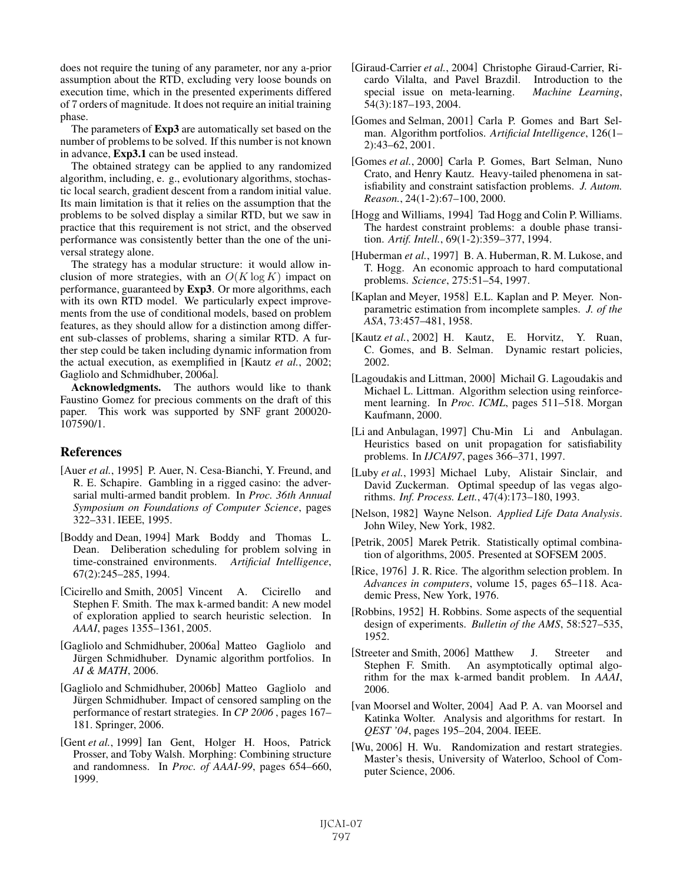does not require the tuning of any parameter, nor any a-prior assumption about the RTD, excluding very loose bounds on execution time, which in the presented experiments differed of 7 orders of magnitude. It does not require an initial training phase.

The parameters of **Exp3** are automatically set based on the number of problems to be solved. If this number is not known in advance, **Exp3.1** can be used instead.

The obtained strategy can be applied to any randomized algorithm, including, e. g., evolutionary algorithms, stochastic local search, gradient descent from a random initial value. Its main limitation is that it relies on the assumption that the problems to be solved display a similar RTD, but we saw in practice that this requirement is not strict, and the observed performance was consistently better than the one of the universal strategy alone.

The strategy has a modular structure: it would allow inclusion of more strategies, with an $O(K \log K)$ impact on performance, guaranteed by **Exp3**. Or more algorithms, each with its own RTD model. We particularly expect improvements from the use of conditional models, based on problem features, as they should allow for a distinction among different sub-classes of problems, sharing a similar RTD. A further step could be taken including dynamic information from the actual execution, as exemplified in [Kautz *et al.*, 2002; Gagliolo and Schmidhuber, 2006a].

**Acknowledgments.** The authors would like to thank Faustino Gomez for precious comments on the draft of this paper. This work was supported by SNF grant 200020-107590/1.

## References

[Auer *et al.*, 1995] P. Auer, N. Cesa-Bianchi, Y. Freund, and R. E. Schapire. Gambling in a rigged casino: the adversarial multi-armed bandit problem. In *Proc. 36th Annual Symposium on Foundations of Computer Science*, pages 322–331. IEEE, 1995.

[Boddy and Dean, 1994] Mark Boddy and Thomas L. Dean. Deliberation scheduling for problem solving in time-constrained environments. *Artificial Intelligence*, 67(2):245–285, 1994.

[Cicirello and Smith, 2005] Vincent A. Cicirello and Stephen F. Smith. The max k-armed bandit: A new model of exploration applied to search heuristic selection. In *AAAI*, pages 1355–1361, 2005.

[Gagliolo and Schmidhuber, 2006a] Matteo Gagliolo and Jürgen Schmidhuber. Dynamic algorithm portfolios. In *AI & MATH*, 2006.

[Gagliolo and Schmidhuber, 2006b] Matteo Gagliolo and Jürgen Schmidhuber. Impact of censored sampling on the performance of restart strategies. In *CP 2006* , pages 167–181. Springer, 2006.

[Gent *et al.*, 1999] Ian Gent, Holger H. Hoos, Patrick Prosser, and Toby Walsh. Morphing: Combining structure and randomness. In *Proc. of AAAI-99*, pages 654–660, 1999.

[Giraud-Carrier *et al.*, 2004] Christophe Giraud-Carrier, Ricardo Vilalta, and Pavel Brazdil. Introduction to the special issue on meta-learning. *Machine Learning*, 54(3):187–193, 2004.

[Gomes and Selman, 2001] Carla P. Gomes and Bart Selman. Algorithm portfolios. *Artificial Intelligence*, 126(1–2):43–62, 2001.

[Gomes *et al.*, 2000] Carla P. Gomes, Bart Selman, Nuno Crato, and Henry Kautz. Heavy-tailed phenomena in satisfiability and constraint satisfaction problems. *J. Autom. Reason.*, 24(1-2):67–100, 2000.

[Hogg and Williams, 1994] Tad Hogg and Colin P. Williams. The hardest constraint problems: a double phase transition. *Artif. Intell.*, 69(1-2):359–377, 1994.

[Huberman *et al.*, 1997] B. A. Huberman, R. M. Lukose, and T. Hogg. An economic approach to hard computational problems. *Science*, 275:51–54, 1997.

[Kaplan and Meyer, 1958] E.L. Kaplan and P. Meyer. Nonparametric estimation from incomplete samples. *J. of the ASA*, 73:457–481, 1958.

[Kautz *et al.*, 2002] H. Kautz, E. Horvitz, Y. Ruan, C. Gomes, and B. Selman. Dynamic restart policies, 2002.

[Lagoudakis and Littman, 2000] Michail G. Lagoudakis and Michael L. Littman. Algorithm selection using reinforcement learning. In *Proc. ICML*, pages 511–518. Morgan Kaufmann, 2000.

[Li and Anbulagan, 1997] Chu-Min Li and Anbulagan. Heuristics based on unit propagation for satisfiability problems. In *IJCAI97*, pages 366–371, 1997.

[Luby *et al.*, 1993] Michael Luby, Alistair Sinclair, and David Zuckerman. Optimal speedup of las vegas algorithms. *Inf. Process. Lett.*, 47(4):173–180, 1993.

[Nelson, 1982] Wayne Nelson. *Applied Life Data Analysis*. John Wiley, New York, 1982.

[Petrik, 2005] Marek Petrik. Statistically optimal combination of algorithms, 2005. Presented at SOFSEM 2005.

[Rice, 1976] J. R. Rice. The algorithm selection problem. In *Advances in computers*, volume 15, pages 65–118. Academic Press, New York, 1976.

[Robbins, 1952] H. Robbins. Some aspects of the sequential design of experiments. *Bulletin of the AMS*, 58:527–535, 1952.

[Streeter and Smith, 2006] Matthew J. Streeter and Stephen F. Smith. An asymptotically optimal algorithm for the max k-armed bandit problem. In *AAAI*, 2006.

[van Moorsel and Wolter, 2004] Aad P. A. van Moorsel and Katinka Wolter. Analysis and algorithms for restart. In *QEST '04*, pages 195–204, 2004. IEEE.

[Wu, 2006] H. Wu. Randomization and restart strategies. Master's thesis, University of Waterloo, School of Computer Science, 2006.